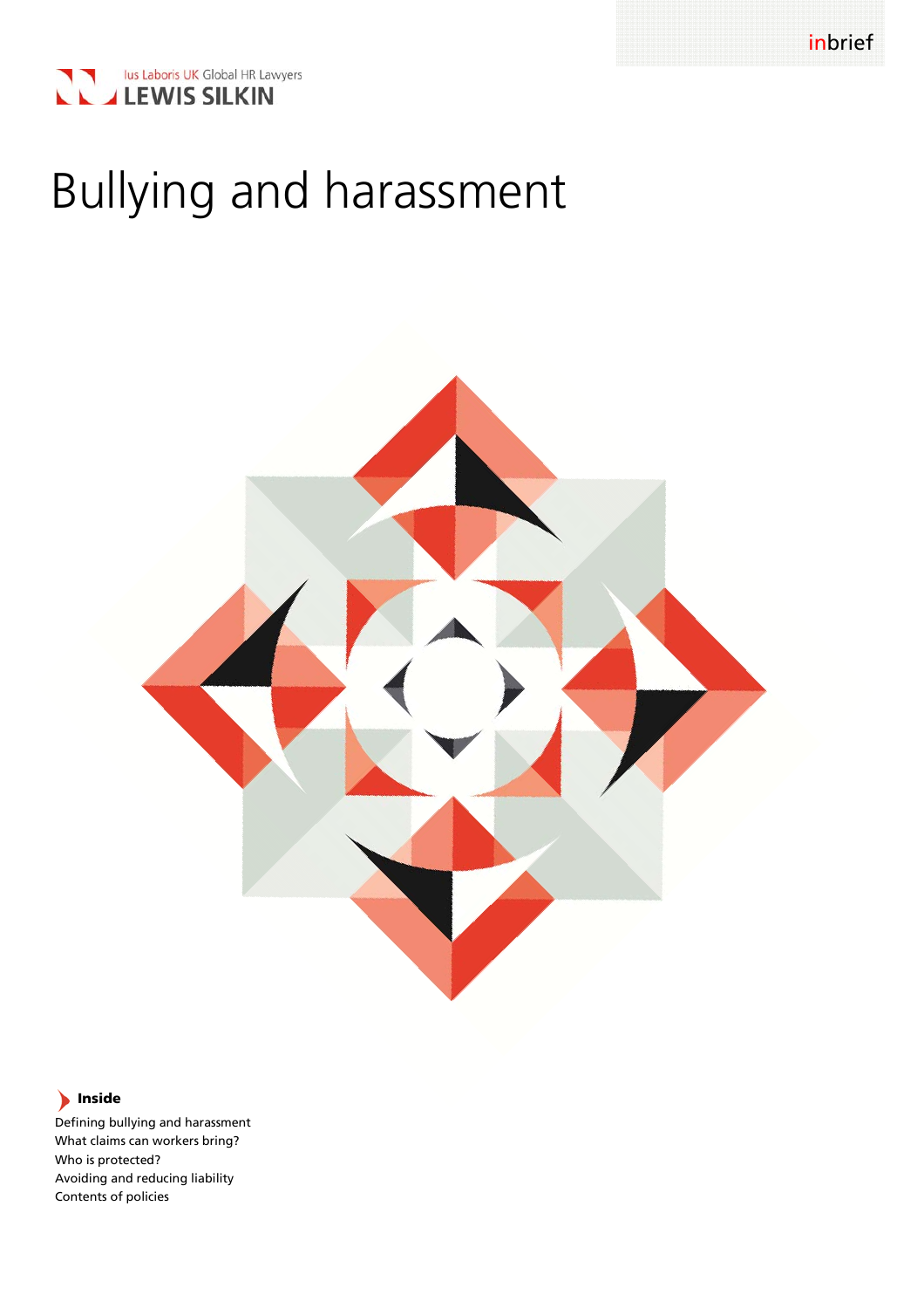inbrief

Ius Laboris UK Global HR Lawyers
LEWIS SILKIN

# Bullying and harassment

**Inside**

Defining bullying and harassment
What claims can workers bring?
Who is protected?
Avoiding and reducing liability
Contents of policies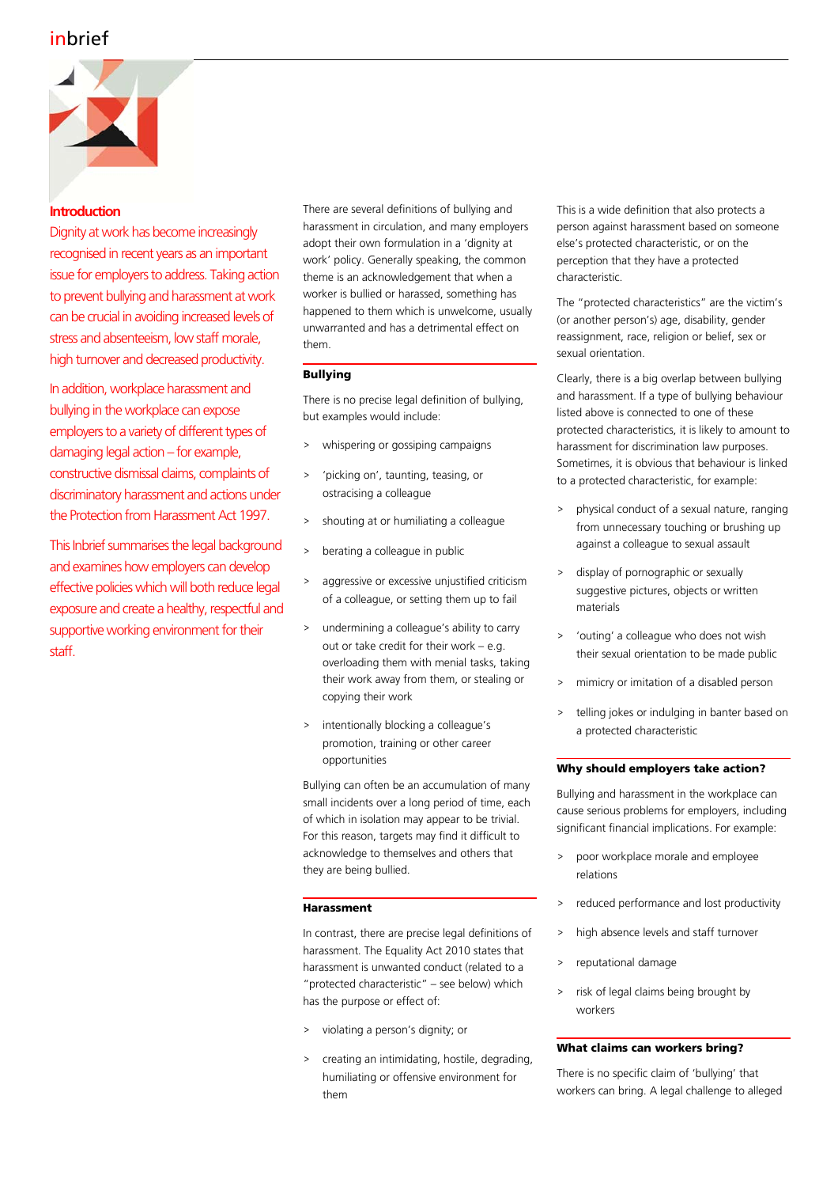## Introduction

Dignity at work has become increasingly recognised in recent years as an important issue for employers to address. Taking action to prevent bullying and harassment at work can be crucial in avoiding increased levels of stress and absenteeism, low staff morale, high turnover and decreased productivity.

In addition, workplace harassment and bullying in the workplace can expose employers to a variety of different types of damaging legal action – for example, constructive dismissal claims, complaints of discriminatory harassment and actions under the Protection from Harassment Act 1997.

This Inbrief summarises the legal background and examines how employers can develop effective policies which will both reduce legal exposure and create a healthy, respectful and supportive working environment for their staff.

There are several definitions of bullying and harassment in circulation, and many employers adopt their own formulation in a 'dignity at work' policy. Generally speaking, the common theme is an acknowledgement that when a worker is bullied or harassed, something has happened to them which is unwelcome, usually unwarranted and has a detrimental effect on them.

### Bullying

There is no precise legal definition of bullying, but examples would include:

- whispering or gossiping campaigns
- 'picking on', taunting, teasing, or ostracising a colleague
- shouting at or humiliating a colleague
- berating a colleague in public
- aggressive or excessive unjustified criticism of a colleague, or setting them up to fail
- undermining a colleague's ability to carry out or take credit for their work – e.g. overloading them with menial tasks, taking their work away from them, or stealing or copying their work
- intentionally blocking a colleague's promotion, training or other career opportunities

Bullying can often be an accumulation of many small incidents over a long period of time, each of which in isolation may appear to be trivial. For this reason, targets may find it difficult to acknowledge to themselves and others that they are being bullied.

### Harassment

In contrast, there are precise legal definitions of harassment. The Equality Act 2010 states that harassment is unwanted conduct (related to a "protected characteristic" – see below) which has the purpose or effect of:

- violating a person's dignity; or
- creating an intimidating, hostile, degrading, humiliating or offensive environment for them

This is a wide definition that also protects a person against harassment based on someone else's protected characteristic, or on the perception that they have a protected characteristic.

The "protected characteristics" are the victim's (or another person's) age, disability, gender reassignment, race, religion or belief, sex or sexual orientation.

Clearly, there is a big overlap between bullying and harassment. If a type of bullying behaviour listed above is connected to one of these protected characteristics, it is likely to amount to harassment for discrimination law purposes. Sometimes, it is obvious that behaviour is linked to a protected characteristic, for example:

- physical conduct of a sexual nature, ranging from unnecessary touching or brushing up against a colleague to sexual assault
- display of pornographic or sexually suggestive pictures, objects or written materials
- 'outing' a colleague who does not wish their sexual orientation to be made public
- mimicry or imitation of a disabled person
- telling jokes or indulging in banter based on a protected characteristic

### Why should employers take action?

Bullying and harassment in the workplace can cause serious problems for employers, including significant financial implications. For example:

- poor workplace morale and employee relations
- reduced performance and lost productivity
- high absence levels and staff turnover
- reputational damage
- risk of legal claims being brought by workers

### What claims can workers bring?

There is no specific claim of 'bullying' that workers can bring. A legal challenge to alleged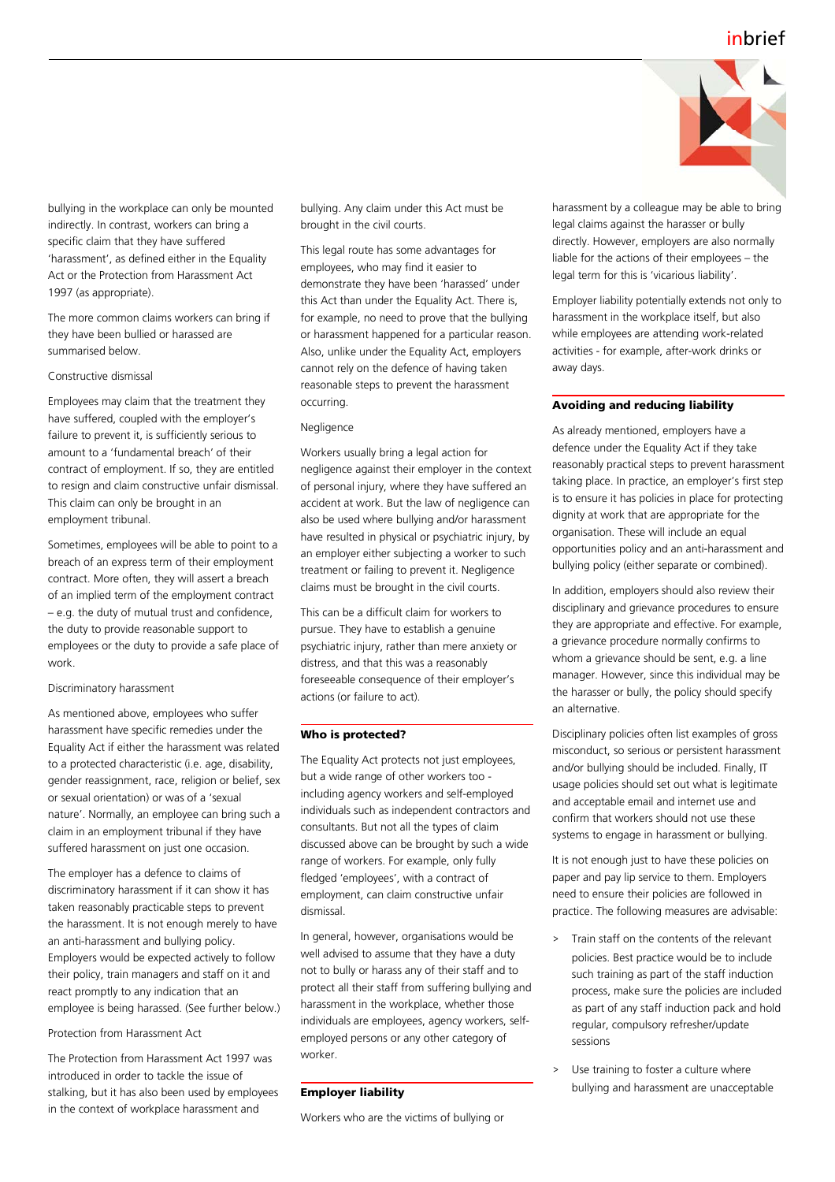bullying in the workplace can only be mounted indirectly. In contrast, workers can bring a specific claim that they have suffered 'harassment', as defined either in the Equality Act or the Protection from Harassment Act 1997 (as appropriate).

The more common claims workers can bring if they have been bullied or harassed are summarised below.

Constructive dismissal

Employees may claim that the treatment they have suffered, coupled with the employer's failure to prevent it, is sufficiently serious to amount to a 'fundamental breach' of their contract of employment. If so, they are entitled to resign and claim constructive unfair dismissal. This claim can only be brought in an employment tribunal.

Sometimes, employees will be able to point to a breach of an express term of their employment contract. More often, they will assert a breach of an implied term of the employment contract – e.g. the duty of mutual trust and confidence, the duty to provide reasonable support to employees or the duty to provide a safe place of work.

Discriminatory harassment

As mentioned above, employees who suffer harassment have specific remedies under the Equality Act if either the harassment was related to a protected characteristic (i.e. age, disability, gender reassignment, race, religion or belief, sex or sexual orientation) or was of a 'sexual nature'. Normally, an employee can bring such a claim in an employment tribunal if they have suffered harassment on just one occasion.

The employer has a defence to claims of discriminatory harassment if it can show it has taken reasonably practicable steps to prevent the harassment. It is not enough merely to have an anti-harassment and bullying policy. Employers would be expected actively to follow their policy, train managers and staff on it and react promptly to any indication that an employee is being harassed. (See further below.)

Protection from Harassment Act

The Protection from Harassment Act 1997 was introduced in order to tackle the issue of stalking, but it has also been used by employees in the context of workplace harassment and bullying. Any claim under this Act must be brought in the civil courts.

This legal route has some advantages for employees, who may find it easier to demonstrate they have been 'harassed' under this Act than under the Equality Act. There is, for example, no need to prove that the bullying or harassment happened for a particular reason. Also, unlike under the Equality Act, employers cannot rely on the defence of having taken reasonable steps to prevent the harassment occurring.

Negligence

Workers usually bring a legal action for negligence against their employer in the context of personal injury, where they have suffered an accident at work. But the law of negligence can also be used where bullying and/or harassment have resulted in physical or psychiatric injury, by an employer either subjecting a worker to such treatment or failing to prevent it. Negligence claims must be brought in the civil courts.

This can be a difficult claim for workers to pursue. They have to establish a genuine psychiatric injury, rather than mere anxiety or distress, and that this was a reasonably foreseeable consequence of their employer's actions (or failure to act).

## Who is protected?

The Equality Act protects not just employees, but a wide range of other workers too - including agency workers and self-employed individuals such as independent contractors and consultants. But not all the types of claim discussed above can be brought by such a wide range of workers. For example, only fully fledged 'employees', with a contract of employment, can claim constructive unfair dismissal.

In general, however, organisations would be well advised to assume that they have a duty not to bully or harass any of their staff and to protect all their staff from suffering bullying and harassment in the workplace, whether those individuals are employees, agency workers, self-employed persons or any other category of worker.

## Employer liability

Workers who are the victims of bullying or harassment by a colleague may be able to bring legal claims against the harasser or bully directly. However, employers are also normally liable for the actions of their employees – the legal term for this is 'vicarious liability'.

Employer liability potentially extends not only to harassment in the workplace itself, but also while employees are attending work-related activities - for example, after-work drinks or away days.

## Avoiding and reducing liability

As already mentioned, employers have a defence under the Equality Act if they take reasonably practical steps to prevent harassment taking place. In practice, an employer's first step is to ensure it has policies in place for protecting dignity at work that are appropriate for the organisation. These will include an equal opportunities policy and an anti-harassment and bullying policy (either separate or combined).

In addition, employers should also review their disciplinary and grievance procedures to ensure they are appropriate and effective. For example, a grievance procedure normally confirms to whom a grievance should be sent, e.g. a line manager. However, since this individual may be the harasser or bully, the policy should specify an alternative.

Disciplinary policies often list examples of gross misconduct, so serious or persistent harassment and/or bullying should be included. Finally, IT usage policies should set out what is legitimate and acceptable email and internet use and confirm that workers should not use these systems to engage in harassment or bullying.

It is not enough just to have these policies on paper and pay lip service to them. Employers need to ensure their policies are followed in practice. The following measures are advisable:

- Train staff on the contents of the relevant policies. Best practice would be to include such training as part of the staff induction process, make sure the policies are included as part of any staff induction pack and hold regular, compulsory refresher/update sessions
- Use training to foster a culture where bullying and harassment are unacceptable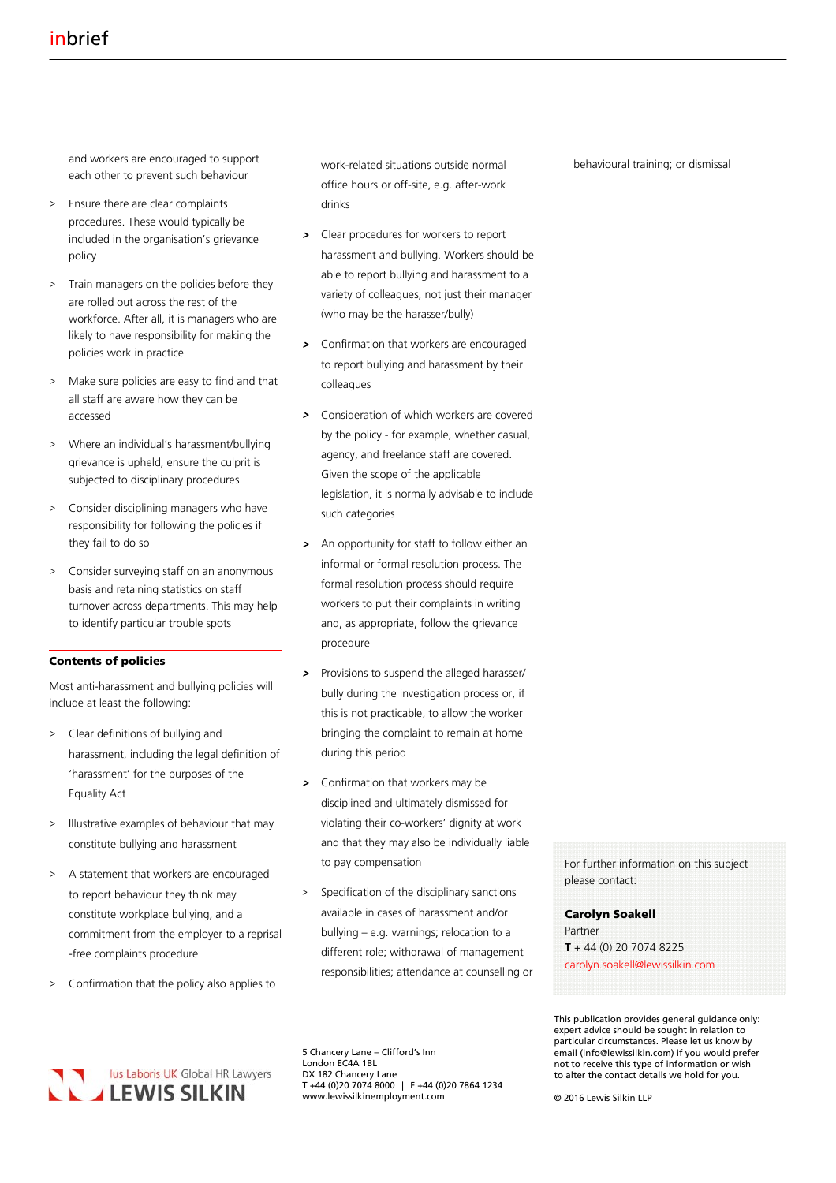and workers are encouraged to support each other to prevent such behaviour

- Ensure there are clear complaints procedures. These would typically be included in the organisation's grievance policy
- Train managers on the policies before they are rolled out across the rest of the workforce. After all, it is managers who are likely to have responsibility for making the policies work in practice
- Make sure policies are easy to find and that all staff are aware how they can be accessed
- Where an individual's harassment/bullying grievance is upheld, ensure the culprit is subjected to disciplinary procedures
- Consider disciplining managers who have responsibility for following the policies if they fail to do so
- Consider surveying staff on an anonymous basis and retaining statistics on staff turnover across departments. This may help to identify particular trouble spots

## Contents of policies

Most anti-harassment and bullying policies will include at least the following:

- Clear definitions of bullying and harassment, including the legal definition of 'harassment' for the purposes of the Equality Act
- Illustrative examples of behaviour that may constitute bullying and harassment
- A statement that workers are encouraged to report behaviour they think may constitute workplace bullying, and a commitment from the employer to a reprisal -free complaints procedure
- Confirmation that the policy also applies to work-related situations outside normal office hours or off-site, e.g. after-work drinks
- Clear procedures for workers to report harassment and bullying. Workers should be able to report bullying and harassment to a variety of colleagues, not just their manager (who may be the harasser/bully)
- Confirmation that workers are encouraged to report bullying and harassment by their colleagues
- Consideration of which workers are covered by the policy - for example, whether casual, agency, and freelance staff are covered. Given the scope of the applicable legislation, it is normally advisable to include such categories
- An opportunity for staff to follow either an informal or formal resolution process. The formal resolution process should require workers to put their complaints in writing and, as appropriate, follow the grievance procedure
- Provisions to suspend the alleged harasser/bully during the investigation process or, if this is not practicable, to allow the worker bringing the complaint to remain at home during this period
- Confirmation that workers may be disciplined and ultimately dismissed for violating their co-workers' dignity at work and that they may also be individually liable to pay compensation
- Specification of the disciplinary sanctions available in cases of harassment and/or bullying – e.g. warnings; relocation to a different role; withdrawal of management responsibilities; attendance at counselling or behavioural training; or dismissal

For further information on this subject please contact:

**Carolyn Soakell**
Partner
**T** + 44 (0) 20 7074 8225
carolyn.soakell@lewissilkin.com

Ius Laboris UK Global HR Lawyers
LEWIS SILKIN

5 Chancery Lane – Clifford's Inn
London EC4A 1BL
DX 182 Chancery Lane
T +44 (0)20 7074 8000 | F +44 (0)20 7864 1234
www.lewissilkinemployment.com

This publication provides general guidance only: expert advice should be sought in relation to particular circumstances. Please let us know by email (info@lewissilkin.com) if you would prefer not to receive this type of information or wish to alter the contact details we hold for you.

© 2016 Lewis Silkin LLP